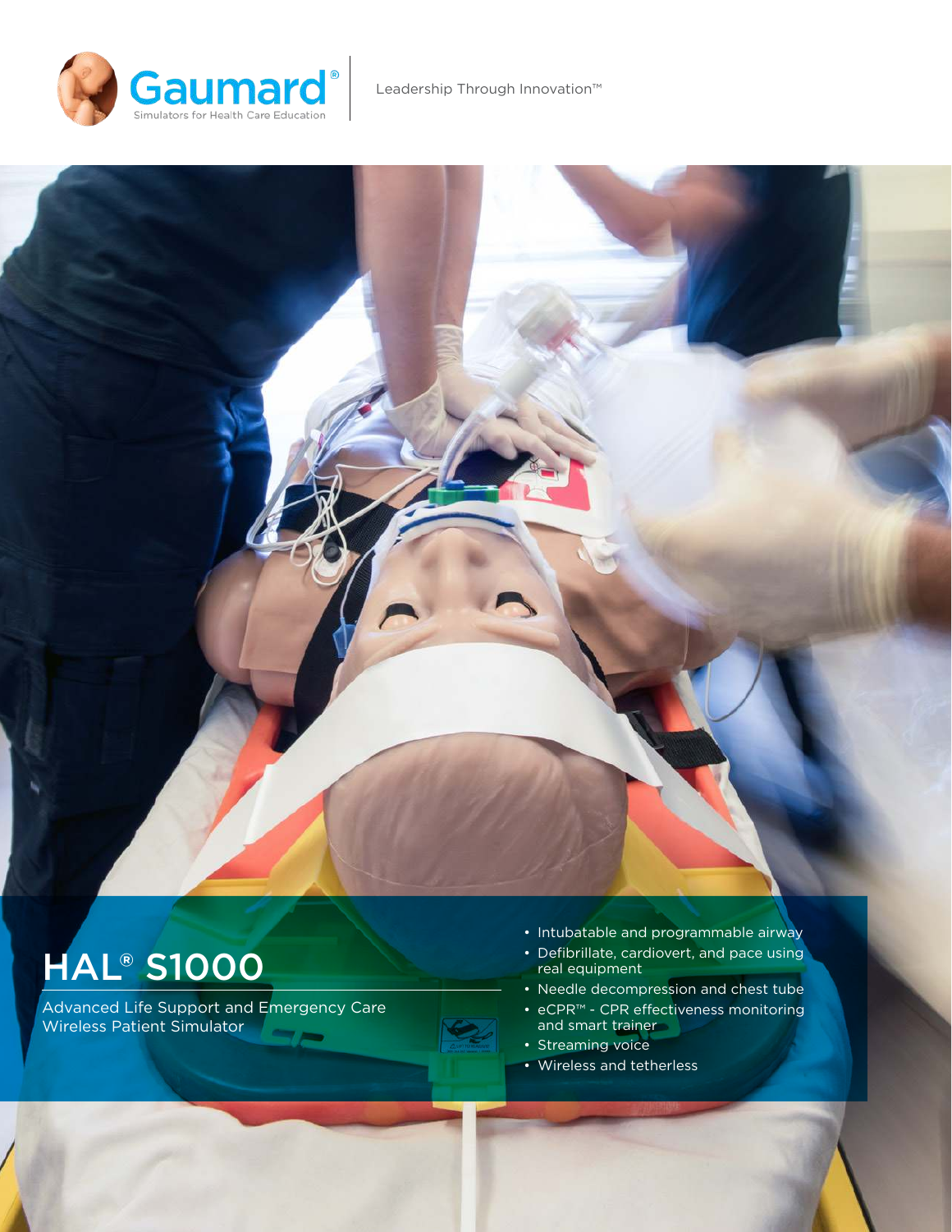Gaumard®
Simulators for Health Care Education

Leadership Through Innovation™

# HAL® S1000

Advanced Life Support and Emergency Care Wireless Patient Simulator

- Intubatable and programmable airway
- Defibrillate, cardiovert, and pace using real equipment
- Needle decompression and chest tube
- eCPR™ - CPR effectiveness monitoring and smart trainer
- Streaming voice
- Wireless and tetherless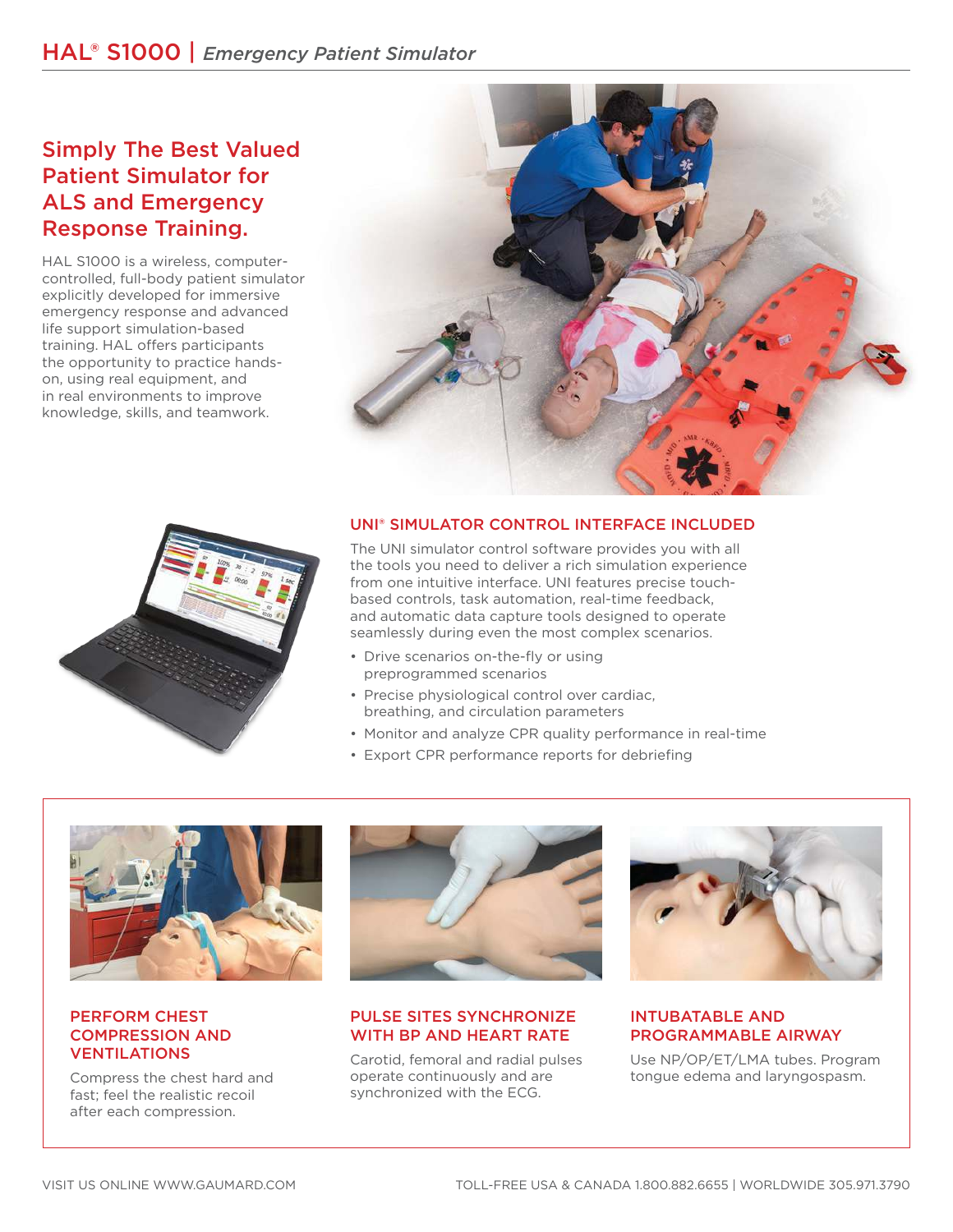# HAL® S1000 | *Emergency Patient Simulator*

## Simply The Best Valued Patient Simulator for ALS and Emergency Response Training.

HAL S1000 is a wireless, computer-controlled, full-body patient simulator explicitly developed for immersive emergency response and advanced life support simulation-based training. HAL offers participants the opportunity to practice hands-on, using real equipment, and in real environments to improve knowledge, skills, and teamwork.

### UNI® SIMULATOR CONTROL INTERFACE INCLUDED

The UNI simulator control software provides you with all the tools you need to deliver a rich simulation experience from one intuitive interface. UNI features precise touch-based controls, task automation, real-time feedback, and automatic data capture tools designed to operate seamlessly during even the most complex scenarios.

- Drive scenarios on-the-fly or using preprogrammed scenarios
- Precise physiological control over cardiac, breathing, and circulation parameters
- Monitor and analyze CPR quality performance in real-time
- Export CPR performance reports for debriefing

### PERFORM CHEST COMPRESSION AND VENTILATIONS

Compress the chest hard and fast; feel the realistic recoil after each compression.

### PULSE SITES SYNCHRONIZE WITH BP AND HEART RATE

Carotid, femoral and radial pulses operate continuously and are synchronized with the ECG.

### INTUBATABLE AND PROGRAMMABLE AIRWAY

Use NP/OP/ET/LMA tubes. Program tongue edema and laryngospasm.

VISIT US ONLINE WWW.GAUMARD.COM

TOLL-FREE USA & CANADA 1.800.882.6655 | WORLDWIDE 305.971.3790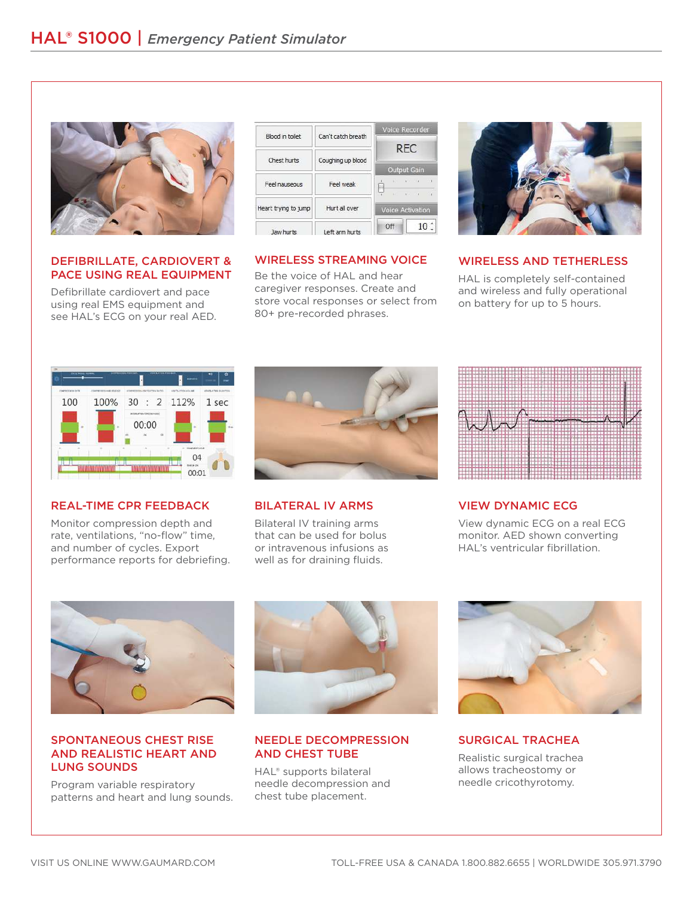## DEFIBRILLATE, CARDIOVERT & PACE USING REAL EQUIPMENT

Defibrillate cardiovert and pace using real EMS equipment and see HAL's ECG on your real AED.

## WIRELESS STREAMING VOICE

Be the voice of HAL and hear caregiver responses. Create and store vocal responses or select from 80+ pre-recorded phrases.

## WIRELESS AND TETHERLESS

HAL is completely self-contained and wireless and fully operational on battery for up to 5 hours.

## REAL-TIME CPR FEEDBACK

Monitor compression depth and rate, ventilations, "no-flow" time, and number of cycles. Export performance reports for debriefing.

## BILATERAL IV ARMS

Bilateral IV training arms that can be used for bolus or intravenous infusions as well as for draining fluids.

## VIEW DYNAMIC ECG

View dynamic ECG on a real ECG monitor. AED shown converting HAL's ventricular fibrillation.

## SPONTANEOUS CHEST RISE AND REALISTIC HEART AND LUNG SOUNDS

Program variable respiratory patterns and heart and lung sounds.

## NEEDLE DECOMPRESSION AND CHEST TUBE

HAL® supports bilateral needle decompression and chest tube placement.

## SURGICAL TRACHEA

Realistic surgical trachea allows tracheostomy or needle cricothyrotomy.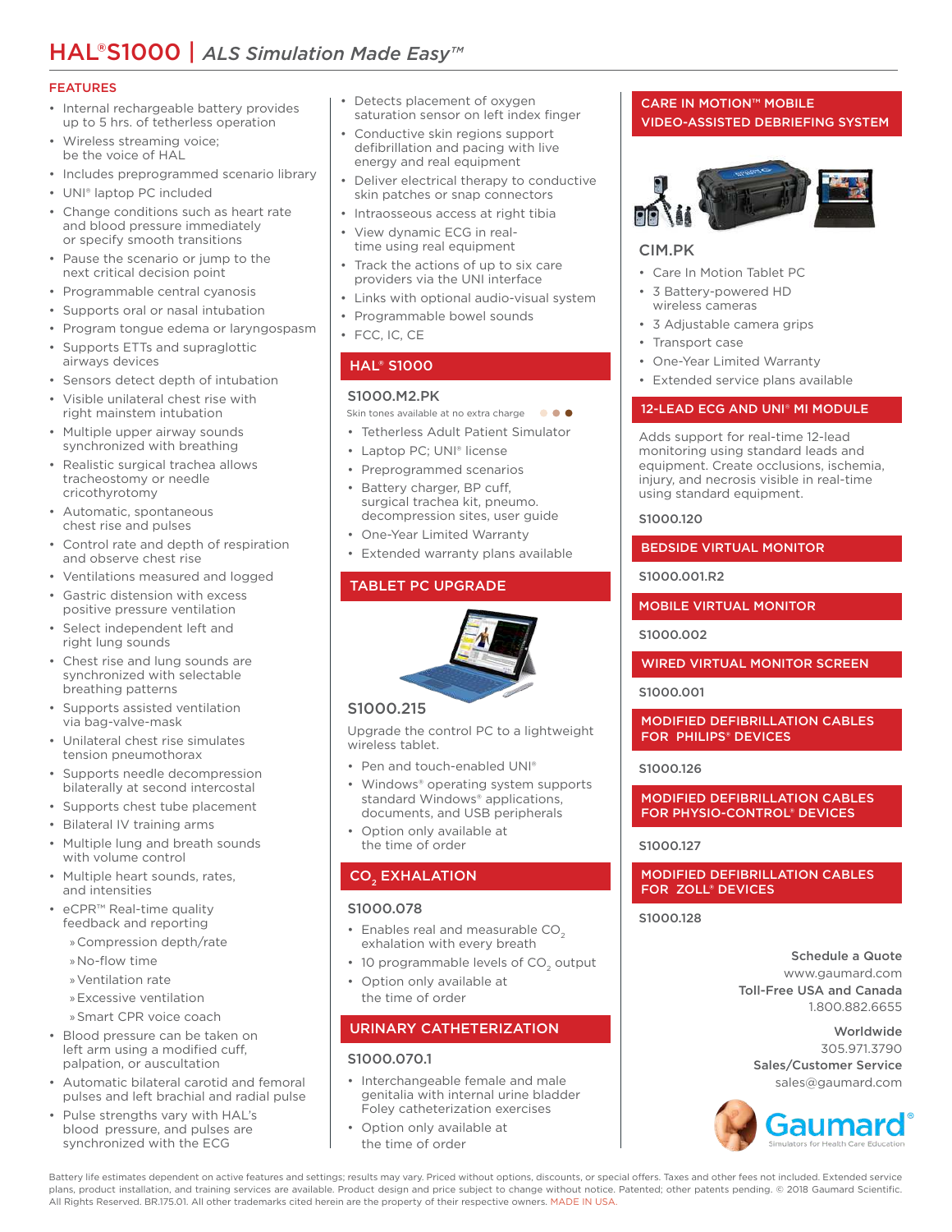# HAL®S1000 | *ALS Simulation Made Easy™*

## FEATURES

- Internal rechargeable battery provides up to 5 hrs. of tetherless operation
- Wireless streaming voice; be the voice of HAL
- Includes preprogrammed scenario library
- UNI® laptop PC included
- Change conditions such as heart rate and blood pressure immediately or specify smooth transitions
- Pause the scenario or jump to the next critical decision point
- Programmable central cyanosis
- Supports oral or nasal intubation
- Program tongue edema or laryngospasm
- Supports ETTs and supraglottic airways devices
- Sensors detect depth of intubation
- Visible unilateral chest rise with right mainstem intubation
- Multiple upper airway sounds synchronized with breathing
- Realistic surgical trachea allows tracheostomy or needle cricothyrotomy
- Automatic, spontaneous chest rise and pulses
- Control rate and depth of respiration and observe chest rise
- Ventilations measured and logged
- Gastric distension with excess positive pressure ventilation
- Select independent left and right lung sounds
- Chest rise and lung sounds are synchronized with selectable breathing patterns
- Supports assisted ventilation via bag-valve-mask
- Unilateral chest rise simulates tension pneumothorax
- Supports needle decompression bilaterally at second intercostal
- Supports chest tube placement
- Bilateral IV training arms
- Multiple lung and breath sounds with volume control
- Multiple heart sounds, rates, and intensities
- eCPR™ Real-time quality feedback and reporting
  - Compression depth/rate
  - No-flow time
  - Ventilation rate
  - Excessive ventilation
  - Smart CPR voice coach
- Blood pressure can be taken on left arm using a modified cuff, palpation, or auscultation
- Automatic bilateral carotid and femoral pulses and left brachial and radial pulse
- Pulse strengths vary with HAL's blood pressure, and pulses are synchronized with the ECG
- Detects placement of oxygen saturation sensor on left index finger
- Conductive skin regions support defibrillation and pacing with live energy and real equipment
- Deliver electrical therapy to conductive skin patches or snap connectors
- Intraosseous access at right tibia
- View dynamic ECG in real-time using real equipment
- Track the actions of up to six care providers via the UNI interface
- Links with optional audio-visual system
- Programmable bowel sounds
- FCC, IC, CE

## HAL® S1000

### S1000.M2.PK

Skin tones available at no extra charge

- Tetherless Adult Patient Simulator
- Laptop PC; UNI® license
- Preprogrammed scenarios
- Battery charger, BP cuff, surgical trachea kit, pneumo. decompression sites, user guide
- One-Year Limited Warranty
- Extended warranty plans available

## TABLET PC UPGRADE

### S1000.215

Upgrade the control PC to a lightweight wireless tablet.

- Pen and touch-enabled UNI®
- Windows® operating system supports standard Windows® applications, documents, and USB peripherals
- Option only available at the time of order

## $CO_2$ EXHALATION

### S1000.078

- Enables real and measurable $CO_2$ exhalation with every breath
- 10 programmable levels of $CO_2$ output
- Option only available at the time of order

## URINARY CATHETERIZATION

### S1000.070.1

- Interchangeable female and male genitalia with internal urine bladder Foley catheterization exercises
- Option only available at the time of order

## CARE IN MOTION™ MOBILE VIDEO-ASSISTED DEBRIEFING SYSTEM

### CIM.PK

- Care In Motion Tablet PC
- 3 Battery-powered HD wireless cameras
- 3 Adjustable camera grips
- Transport case
- One-Year Limited Warranty
- Extended service plans available

## 12-LEAD ECG AND UNI® MI MODULE

Adds support for real-time 12-lead monitoring using standard leads and equipment. Create occlusions, ischemia, injury, and necrosis visible in real-time using standard equipment.

S1000.120

## BEDSIDE VIRTUAL MONITOR

S1000.001.R2

## MOBILE VIRTUAL MONITOR

S1000.002

## WIRED VIRTUAL MONITOR SCREEN

S1000.001

## MODIFIED DEFIBRILLATION CABLES FOR PHILIPS® DEVICES

S1000.126

## MODIFIED DEFIBRILLATION CABLES FOR PHYSIO-CONTROL® DEVICES

S1000.127

## MODIFIED DEFIBRILLATION CABLES FOR ZOLL® DEVICES

S1000.128

**Schedule a Quote**
www.gaumard.com
**Toll-Free USA and Canada**
1.800.882.6655

**Worldwide**
305.971.3790
**Sales/Customer Service**
sales@gaumard.com

Gaumard® Simulators for Health Care Education

Battery life estimates dependent on active features and settings; results may vary. Priced without options, discounts, or special offers. Taxes and other fees not included. Extended service plans, product installation, and training services are available. Product design and price subject to change without notice. Patented; other patents pending. © 2018 Gaumard Scientific. All Rights Reserved. BR.175.01. All other trademarks cited herein are the property of their respective owners. MADE IN USA.